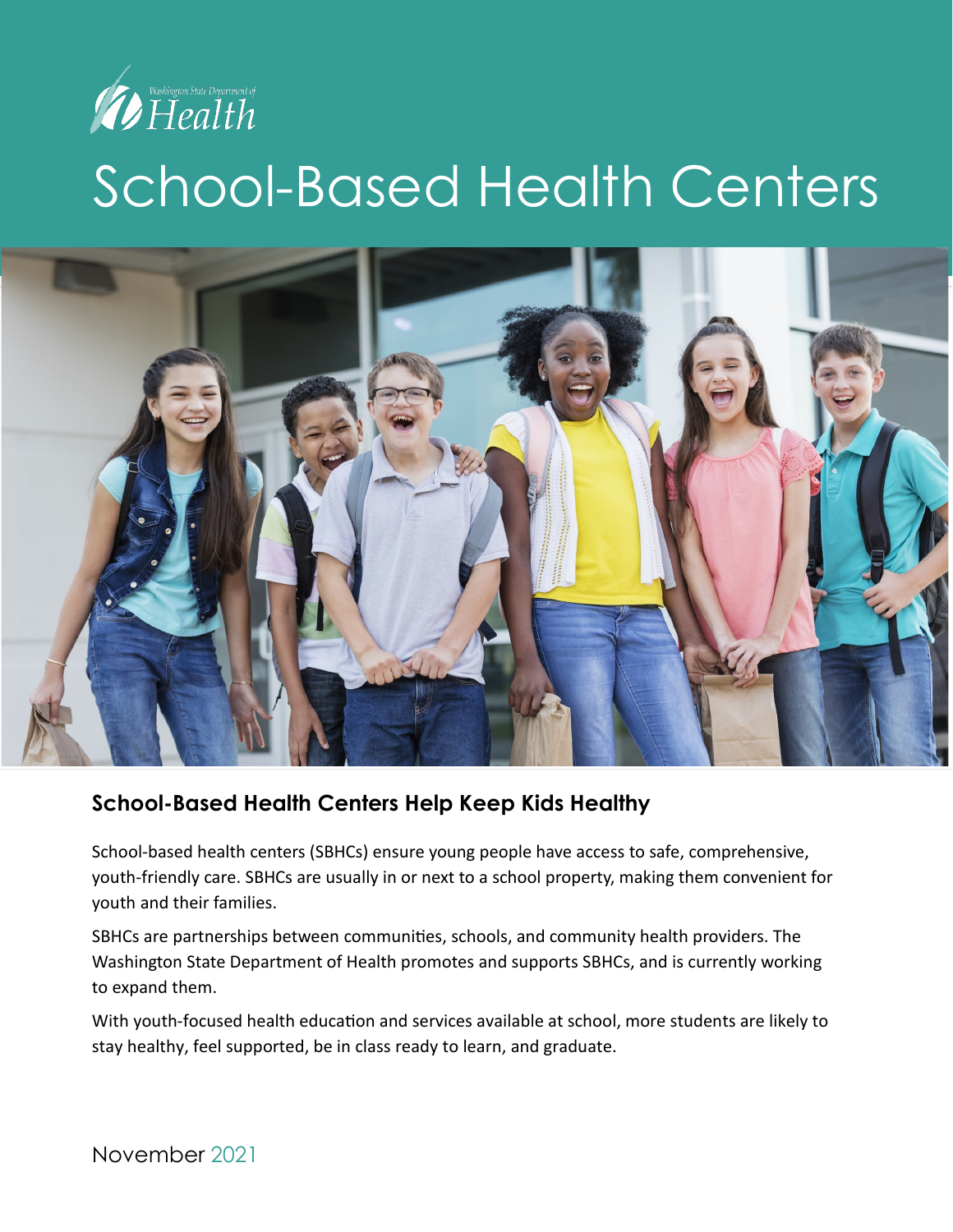Washington State Department of Health

# School-Based Health Centers

## School-Based Health Centers Help Keep Kids Healthy

School-based health centers (SBHCs) ensure young people have access to safe, comprehensive, youth-friendly care. SBHCs are usually in or next to a school property, making them convenient for youth and their families.

SBHCs are partnerships between communities, schools, and community health providers. The Washington State Department of Health promotes and supports SBHCs, and is currently working to expand them.

With youth-focused health education and services available at school, more students are likely to stay healthy, feel supported, be in class ready to learn, and graduate.

November 2021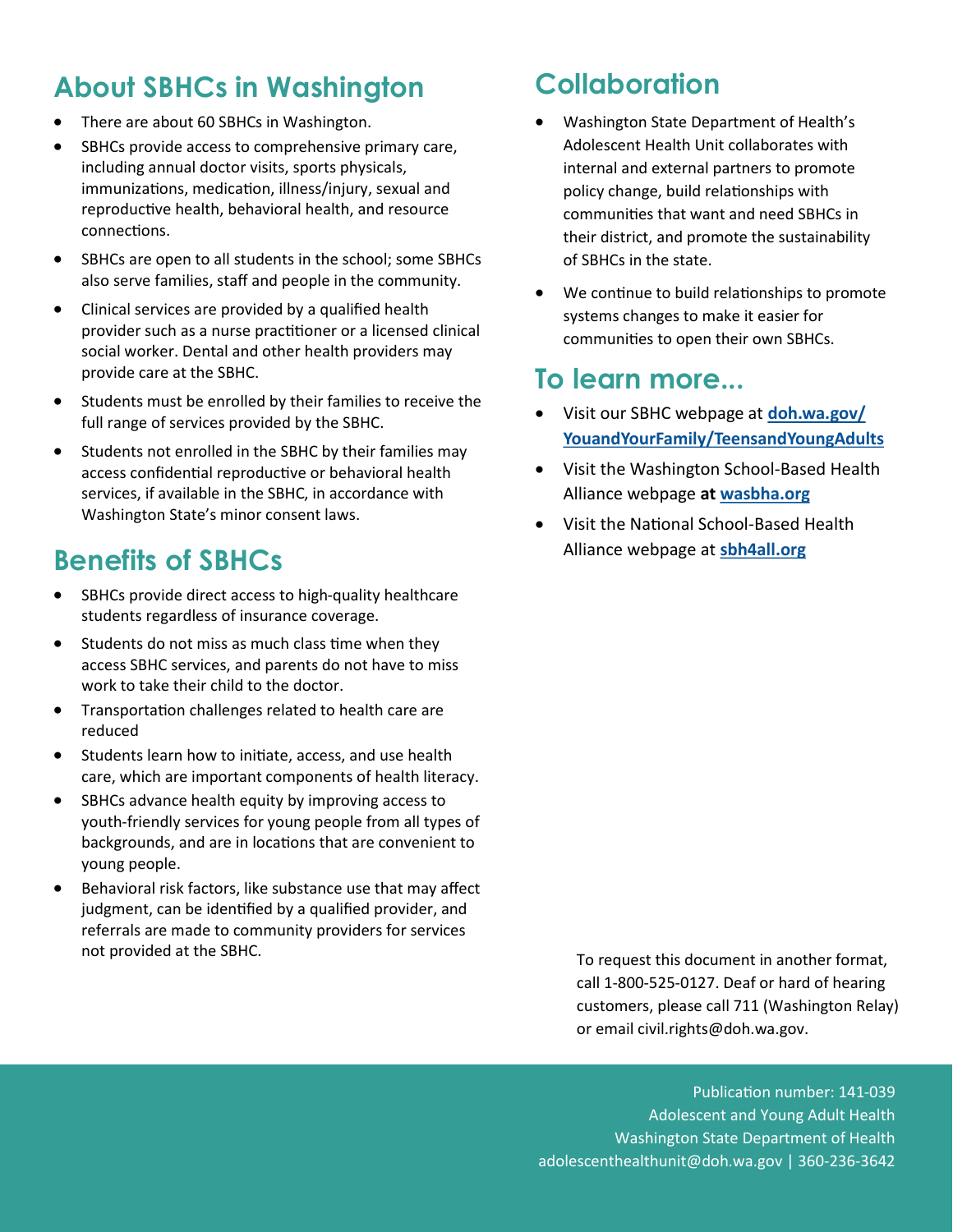## About SBHCs in Washington

- There are about 60 SBHCs in Washington.
- SBHCs provide access to comprehensive primary care, including annual doctor visits, sports physicals, immunizations, medication, illness/injury, sexual and reproductive health, behavioral health, and resource connections.
- SBHCs are open to all students in the school; some SBHCs also serve families, staff and people in the community.
- Clinical services are provided by a qualified health provider such as a nurse practitioner or a licensed clinical social worker. Dental and other health providers may provide care at the SBHC.
- Students must be enrolled by their families to receive the full range of services provided by the SBHC.
- Students not enrolled in the SBHC by their families may access confidential reproductive or behavioral health services, if available in the SBHC, in accordance with Washington State's minor consent laws.

## Benefits of SBHCs

- SBHCs provide direct access to high-quality healthcare students regardless of insurance coverage.
- Students do not miss as much class time when they access SBHC services, and parents do not have to miss work to take their child to the doctor.
- Transportation challenges related to health care are reduced
- Students learn how to initiate, access, and use health care, which are important components of health literacy.
- SBHCs advance health equity by improving access to youth-friendly services for young people from all types of backgrounds, and are in locations that are convenient to young people.
- Behavioral risk factors, like substance use that may affect judgment, can be identified by a qualified provider, and referrals are made to community providers for services not provided at the SBHC.

## Collaboration

- Washington State Department of Health's Adolescent Health Unit collaborates with internal and external partners to promote policy change, build relationships with communities that want and need SBHCs in their district, and promote the sustainability of SBHCs in the state.
- We continue to build relationships to promote systems changes to make it easier for communities to open their own SBHCs.

## To learn more...

- Visit our SBHC webpage at **doh.wa.gov/YouandYourFamily/TeensandYoungAdults**
- Visit the Washington School-Based Health Alliance webpage **at** **wasbha.org**
- Visit the National School-Based Health Alliance webpage at **sbh4all.org**

To request this document in another format, call 1-800-525-0127. Deaf or hard of hearing customers, please call 711 (Washington Relay) or email civil.rights@doh.wa.gov.

Publication number: 141-039
Adolescent and Young Adult Health
Washington State Department of Health
adolescenthealthunit@doh.wa.gov | 360-236-3642